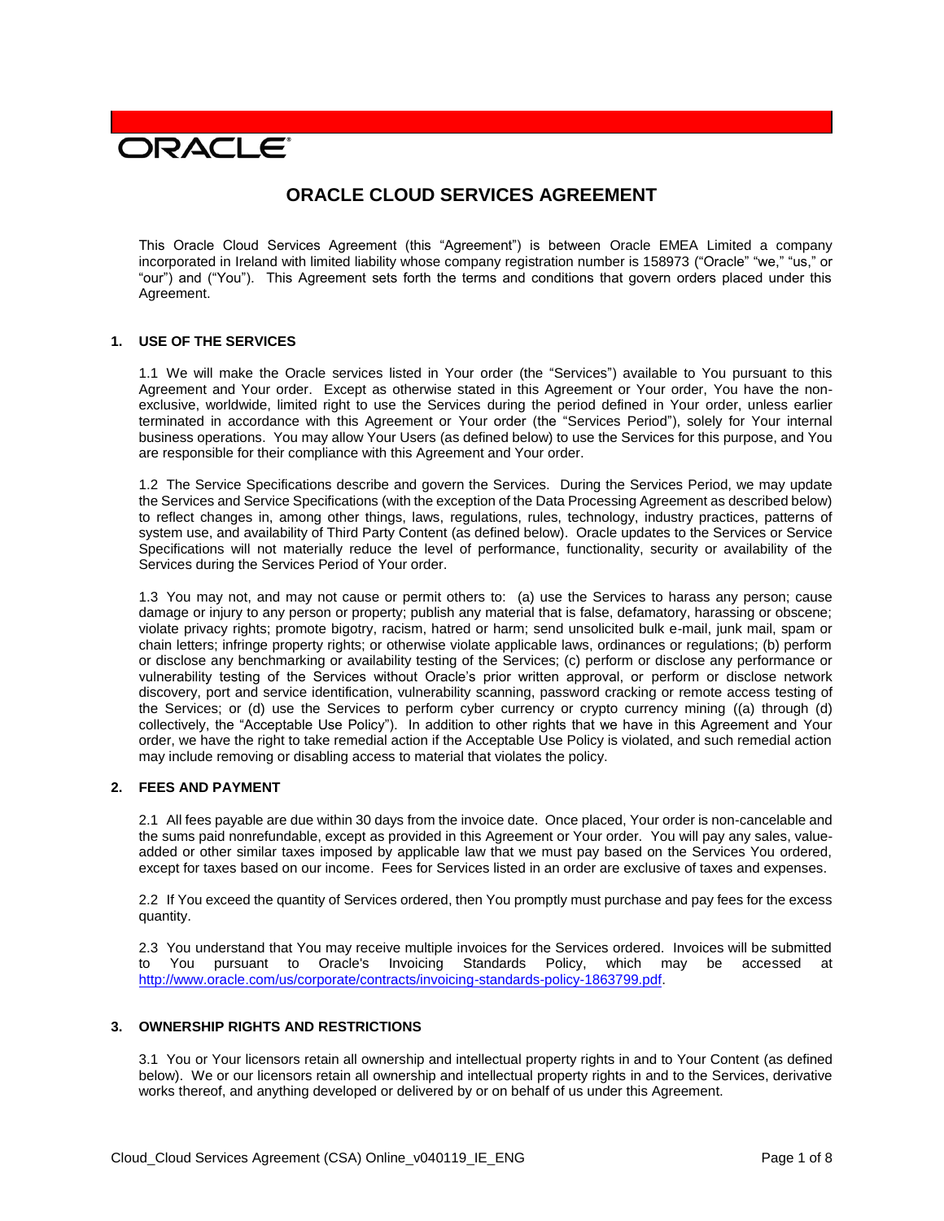ORACLE

# ORACLE CLOUD SERVICES AGREEMENT

This Oracle Cloud Services Agreement (this "Agreement") is between Oracle EMEA Limited a company incorporated in Ireland with limited liability whose company registration number is 158973 ("Oracle" "we," "us," or "our") and ("You"). This Agreement sets forth the terms and conditions that govern orders placed under this Agreement.

## 1. USE OF THE SERVICES

1.1 We will make the Oracle services listed in Your order (the "Services") available to You pursuant to this Agreement and Your order. Except as otherwise stated in this Agreement or Your order, You have the non-exclusive, worldwide, limited right to use the Services during the period defined in Your order, unless earlier terminated in accordance with this Agreement or Your order (the "Services Period"), solely for Your internal business operations. You may allow Your Users (as defined below) to use the Services for this purpose, and You are responsible for their compliance with this Agreement and Your order.

1.2 The Service Specifications describe and govern the Services. During the Services Period, we may update the Services and Service Specifications (with the exception of the Data Processing Agreement as described below) to reflect changes in, among other things, laws, regulations, rules, technology, industry practices, patterns of system use, and availability of Third Party Content (as defined below). Oracle updates to the Services or Service Specifications will not materially reduce the level of performance, functionality, security or availability of the Services during the Services Period of Your order.

1.3 You may not, and may not cause or permit others to: (a) use the Services to harass any person; cause damage or injury to any person or property; publish any material that is false, defamatory, harassing or obscene; violate privacy rights; promote bigotry, racism, hatred or harm; send unsolicited bulk e-mail, junk mail, spam or chain letters; infringe property rights; or otherwise violate applicable laws, ordinances or regulations; (b) perform or disclose any benchmarking or availability testing of the Services; (c) perform or disclose any performance or vulnerability testing of the Services without Oracle's prior written approval, or perform or disclose network discovery, port and service identification, vulnerability scanning, password cracking or remote access testing of the Services; or (d) use the Services to perform cyber currency or crypto currency mining ((a) through (d) collectively, the "Acceptable Use Policy"). In addition to other rights that we have in this Agreement and Your order, we have the right to take remedial action if the Acceptable Use Policy is violated, and such remedial action may include removing or disabling access to material that violates the policy.

## 2. FEES AND PAYMENT

2.1 All fees payable are due within 30 days from the invoice date. Once placed, Your order is non-cancelable and the sums paid nonrefundable, except as provided in this Agreement or Your order. You will pay any sales, value-added or other similar taxes imposed by applicable law that we must pay based on the Services You ordered, except for taxes based on our income. Fees for Services listed in an order are exclusive of taxes and expenses.

2.2 If You exceed the quantity of Services ordered, then You promptly must purchase and pay fees for the excess quantity.

2.3 You understand that You may receive multiple invoices for the Services ordered. Invoices will be submitted to You pursuant to Oracle's Invoicing Standards Policy, which may be accessed at http://www.oracle.com/us/corporate/contracts/invoicing-standards-policy-1863799.pdf.

## 3. OWNERSHIP RIGHTS AND RESTRICTIONS

3.1 You or Your licensors retain all ownership and intellectual property rights in and to Your Content (as defined below). We or our licensors retain all ownership and intellectual property rights in and to the Services, derivative works thereof, and anything developed or delivered by or on behalf of us under this Agreement.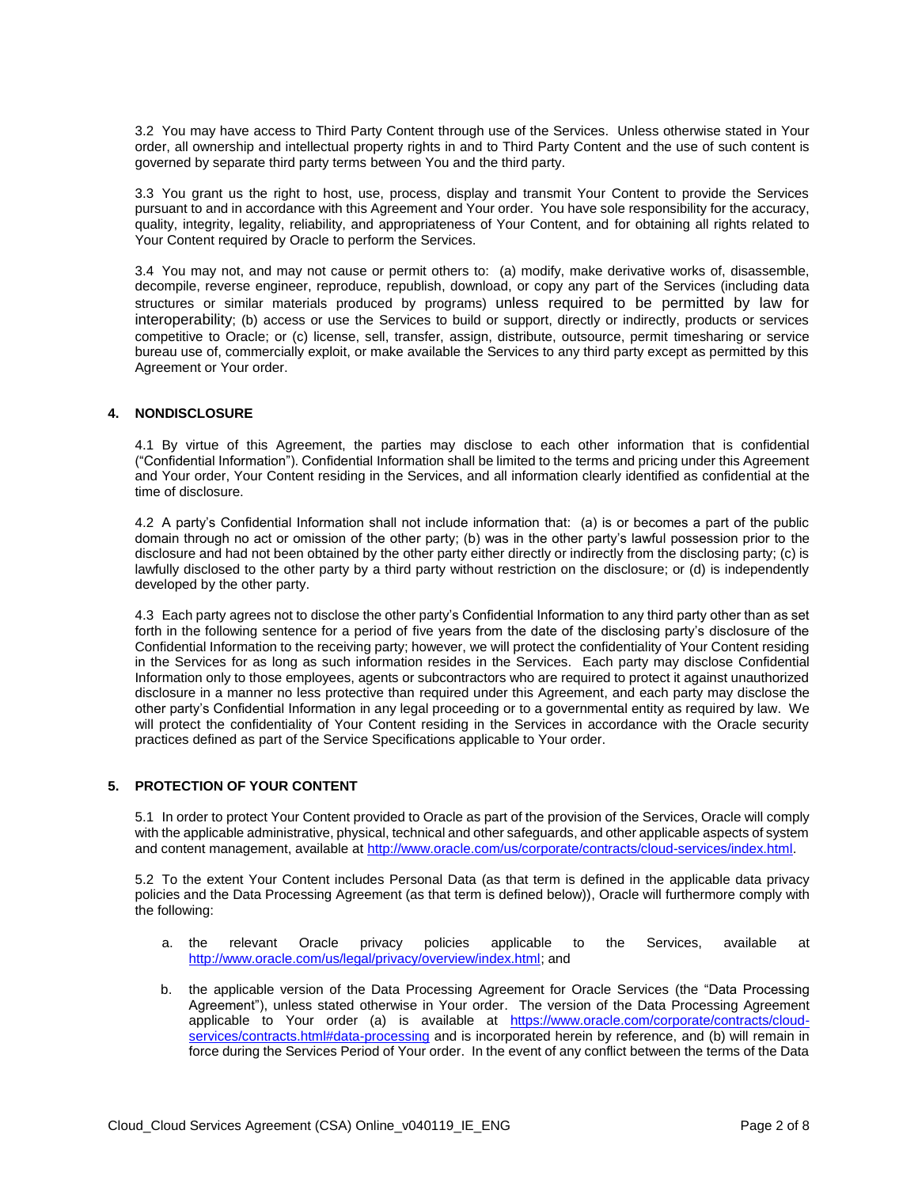3.2 You may have access to Third Party Content through use of the Services. Unless otherwise stated in Your order, all ownership and intellectual property rights in and to Third Party Content and the use of such content is governed by separate third party terms between You and the third party.

3.3 You grant us the right to host, use, process, display and transmit Your Content to provide the Services pursuant to and in accordance with this Agreement and Your order. You have sole responsibility for the accuracy, quality, integrity, legality, reliability, and appropriateness of Your Content, and for obtaining all rights related to Your Content required by Oracle to perform the Services.

3.4 You may not, and may not cause or permit others to: (a) modify, make derivative works of, disassemble, decompile, reverse engineer, reproduce, republish, download, or copy any part of the Services (including data structures or similar materials produced by programs) unless required to be permitted by law for interoperability; (b) access or use the Services to build or support, directly or indirectly, products or services competitive to Oracle; or (c) license, sell, transfer, assign, distribute, outsource, permit timesharing or service bureau use of, commercially exploit, or make available the Services to any third party except as permitted by this Agreement or Your order.

## 4. NONDISCLOSURE

4.1 By virtue of this Agreement, the parties may disclose to each other information that is confidential ("Confidential Information"). Confidential Information shall be limited to the terms and pricing under this Agreement and Your order, Your Content residing in the Services, and all information clearly identified as confidential at the time of disclosure.

4.2 A party's Confidential Information shall not include information that: (a) is or becomes a part of the public domain through no act or omission of the other party; (b) was in the other party's lawful possession prior to the disclosure and had not been obtained by the other party either directly or indirectly from the disclosing party; (c) is lawfully disclosed to the other party by a third party without restriction on the disclosure; or (d) is independently developed by the other party.

4.3 Each party agrees not to disclose the other party's Confidential Information to any third party other than as set forth in the following sentence for a period of five years from the date of the disclosing party's disclosure of the Confidential Information to the receiving party; however, we will protect the confidentiality of Your Content residing in the Services for as long as such information resides in the Services. Each party may disclose Confidential Information only to those employees, agents or subcontractors who are required to protect it against unauthorized disclosure in a manner no less protective than required under this Agreement, and each party may disclose the other party's Confidential Information in any legal proceeding or to a governmental entity as required by law. We will protect the confidentiality of Your Content residing in the Services in accordance with the Oracle security practices defined as part of the Service Specifications applicable to Your order.

## 5. PROTECTION OF YOUR CONTENT

5.1 In order to protect Your Content provided to Oracle as part of the provision of the Services, Oracle will comply with the applicable administrative, physical, technical and other safeguards, and other applicable aspects of system and content management, available at http://www.oracle.com/us/corporate/contracts/cloud-services/index.html.

5.2 To the extent Your Content includes Personal Data (as that term is defined in the applicable data privacy policies and the Data Processing Agreement (as that term is defined below)), Oracle will furthermore comply with the following:

a. the relevant Oracle privacy policies applicable to the Services, available at http://www.oracle.com/us/legal/privacy/overview/index.html; and

b. the applicable version of the Data Processing Agreement for Oracle Services (the "Data Processing Agreement"), unless stated otherwise in Your order. The version of the Data Processing Agreement applicable to Your order (a) is available at https://www.oracle.com/corporate/contracts/cloud-services/contracts.html#data-processing and is incorporated herein by reference, and (b) will remain in force during the Services Period of Your order. In the event of any conflict between the terms of the Data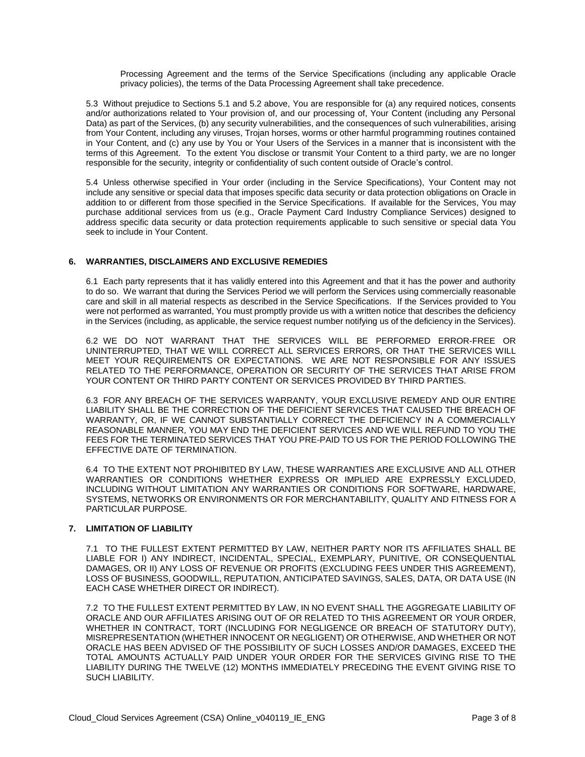Processing Agreement and the terms of the Service Specifications (including any applicable Oracle privacy policies), the terms of the Data Processing Agreement shall take precedence.

5.3 Without prejudice to Sections 5.1 and 5.2 above, You are responsible for (a) any required notices, consents and/or authorizations related to Your provision of, and our processing of, Your Content (including any Personal Data) as part of the Services, (b) any security vulnerabilities, and the consequences of such vulnerabilities, arising from Your Content, including any viruses, Trojan horses, worms or other harmful programming routines contained in Your Content, and (c) any use by You or Your Users of the Services in a manner that is inconsistent with the terms of this Agreement. To the extent You disclose or transmit Your Content to a third party, we are no longer responsible for the security, integrity or confidentiality of such content outside of Oracle's control.

5.4 Unless otherwise specified in Your order (including in the Service Specifications), Your Content may not include any sensitive or special data that imposes specific data security or data protection obligations on Oracle in addition to or different from those specified in the Service Specifications. If available for the Services, You may purchase additional services from us (e.g., Oracle Payment Card Industry Compliance Services) designed to address specific data security or data protection requirements applicable to such sensitive or special data You seek to include in Your Content.

## 6. WARRANTIES, DISCLAIMERS AND EXCLUSIVE REMEDIES

6.1 Each party represents that it has validly entered into this Agreement and that it has the power and authority to do so. We warrant that during the Services Period we will perform the Services using commercially reasonable care and skill in all material respects as described in the Service Specifications. If the Services provided to You were not performed as warranted, You must promptly provide us with a written notice that describes the deficiency in the Services (including, as applicable, the service request number notifying us of the deficiency in the Services).

6.2 WE DO NOT WARRANT THAT THE SERVICES WILL BE PERFORMED ERROR-FREE OR UNINTERRUPTED, THAT WE WILL CORRECT ALL SERVICES ERRORS, OR THAT THE SERVICES WILL MEET YOUR REQUIREMENTS OR EXPECTATIONS. WE ARE NOT RESPONSIBLE FOR ANY ISSUES RELATED TO THE PERFORMANCE, OPERATION OR SECURITY OF THE SERVICES THAT ARISE FROM YOUR CONTENT OR THIRD PARTY CONTENT OR SERVICES PROVIDED BY THIRD PARTIES.

6.3 FOR ANY BREACH OF THE SERVICES WARRANTY, YOUR EXCLUSIVE REMEDY AND OUR ENTIRE LIABILITY SHALL BE THE CORRECTION OF THE DEFICIENT SERVICES THAT CAUSED THE BREACH OF WARRANTY, OR, IF WE CANNOT SUBSTANTIALLY CORRECT THE DEFICIENCY IN A COMMERCIALLY REASONABLE MANNER, YOU MAY END THE DEFICIENT SERVICES AND WE WILL REFUND TO YOU THE FEES FOR THE TERMINATED SERVICES THAT YOU PRE-PAID TO US FOR THE PERIOD FOLLOWING THE EFFECTIVE DATE OF TERMINATION.

6.4 TO THE EXTENT NOT PROHIBITED BY LAW, THESE WARRANTIES ARE EXCLUSIVE AND ALL OTHER WARRANTIES OR CONDITIONS WHETHER EXPRESS OR IMPLIED ARE EXPRESSLY EXCLUDED, INCLUDING WITHOUT LIMITATION ANY WARRANTIES OR CONDITIONS FOR SOFTWARE, HARDWARE, SYSTEMS, NETWORKS OR ENVIRONMENTS OR FOR MERCHANTABILITY, QUALITY AND FITNESS FOR A PARTICULAR PURPOSE.

## 7. LIMITATION OF LIABILITY

7.1 TO THE FULLEST EXTENT PERMITTED BY LAW, NEITHER PARTY NOR ITS AFFILIATES SHALL BE LIABLE FOR I) ANY INDIRECT, INCIDENTAL, SPECIAL, EXEMPLARY, PUNITIVE, OR CONSEQUENTIAL DAMAGES, OR II) ANY LOSS OF REVENUE OR PROFITS (EXCLUDING FEES UNDER THIS AGREEMENT), LOSS OF BUSINESS, GOODWILL, REPUTATION, ANTICIPATED SAVINGS, SALES, DATA, OR DATA USE (IN EACH CASE WHETHER DIRECT OR INDIRECT).

7.2 TO THE FULLEST EXTENT PERMITTED BY LAW, IN NO EVENT SHALL THE AGGREGATE LIABILITY OF ORACLE AND OUR AFFILIATES ARISING OUT OF OR RELATED TO THIS AGREEMENT OR YOUR ORDER, WHETHER IN CONTRACT, TORT (INCLUDING FOR NEGLIGENCE OR BREACH OF STATUTORY DUTY), MISREPRESENTATION (WHETHER INNOCENT OR NEGLIGENT) OR OTHERWISE, AND WHETHER OR NOT ORACLE HAS BEEN ADVISED OF THE POSSIBILITY OF SUCH LOSSES AND/OR DAMAGES, EXCEED THE TOTAL AMOUNTS ACTUALLY PAID UNDER YOUR ORDER FOR THE SERVICES GIVING RISE TO THE LIABILITY DURING THE TWELVE (12) MONTHS IMMEDIATELY PRECEDING THE EVENT GIVING RISE TO SUCH LIABILITY.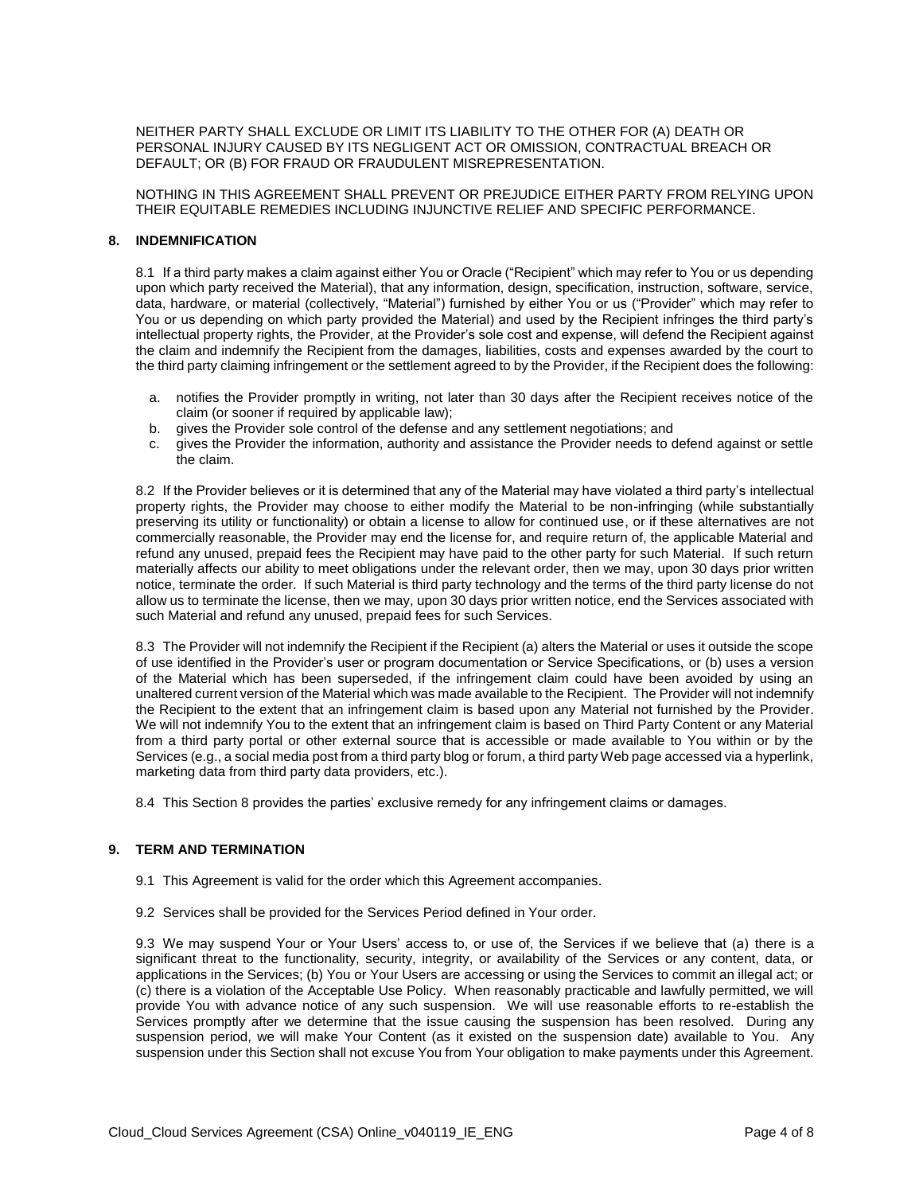NEITHER PARTY SHALL EXCLUDE OR LIMIT ITS LIABILITY TO THE OTHER FOR (A) DEATH OR PERSONAL INJURY CAUSED BY ITS NEGLIGENT ACT OR OMISSION, CONTRACTUAL BREACH OR DEFAULT; OR (B) FOR FRAUD OR FRAUDULENT MISREPRESENTATION.

NOTHING IN THIS AGREEMENT SHALL PREVENT OR PREJUDICE EITHER PARTY FROM RELYING UPON THEIR EQUITABLE REMEDIES INCLUDING INJUNCTIVE RELIEF AND SPECIFIC PERFORMANCE.

## 8. INDEMNIFICATION

8.1 If a third party makes a claim against either You or Oracle ("Recipient" which may refer to You or us depending upon which party received the Material), that any information, design, specification, instruction, software, service, data, hardware, or material (collectively, "Material") furnished by either You or us ("Provider" which may refer to You or us depending on which party provided the Material) and used by the Recipient infringes the third party's intellectual property rights, the Provider, at the Provider's sole cost and expense, will defend the Recipient against the claim and indemnify the Recipient from the damages, liabilities, costs and expenses awarded by the court to the third party claiming infringement or the settlement agreed to by the Provider, if the Recipient does the following:

a. notifies the Provider promptly in writing, not later than 30 days after the Recipient receives notice of the claim (or sooner if required by applicable law);
b. gives the Provider sole control of the defense and any settlement negotiations; and
c. gives the Provider the information, authority and assistance the Provider needs to defend against or settle the claim.

8.2 If the Provider believes or it is determined that any of the Material may have violated a third party's intellectual property rights, the Provider may choose to either modify the Material to be non-infringing (while substantially preserving its utility or functionality) or obtain a license to allow for continued use, or if these alternatives are not commercially reasonable, the Provider may end the license for, and require return of, the applicable Material and refund any unused, prepaid fees the Recipient may have paid to the other party for such Material. If such return materially affects our ability to meet obligations under the relevant order, then we may, upon 30 days prior written notice, terminate the order. If such Material is third party technology and the terms of the third party license do not allow us to terminate the license, then we may, upon 30 days prior written notice, end the Services associated with such Material and refund any unused, prepaid fees for such Services.

8.3 The Provider will not indemnify the Recipient if the Recipient (a) alters the Material or uses it outside the scope of use identified in the Provider's user or program documentation or Service Specifications, or (b) uses a version of the Material which has been superseded, if the infringement claim could have been avoided by using an unaltered current version of the Material which was made available to the Recipient. The Provider will not indemnify the Recipient to the extent that an infringement claim is based upon any Material not furnished by the Provider. We will not indemnify You to the extent that an infringement claim is based on Third Party Content or any Material from a third party portal or other external source that is accessible or made available to You within or by the Services (e.g., a social media post from a third party blog or forum, a third party Web page accessed via a hyperlink, marketing data from third party data providers, etc.).

8.4 This Section 8 provides the parties' exclusive remedy for any infringement claims or damages.

## 9. TERM AND TERMINATION

9.1 This Agreement is valid for the order which this Agreement accompanies.

9.2 Services shall be provided for the Services Period defined in Your order.

9.3 We may suspend Your or Your Users' access to, or use of, the Services if we believe that (a) there is a significant threat to the functionality, security, integrity, or availability of the Services or any content, data, or applications in the Services; (b) You or Your Users are accessing or using the Services to commit an illegal act; or (c) there is a violation of the Acceptable Use Policy. When reasonably practicable and lawfully permitted, we will provide You with advance notice of any such suspension. We will use reasonable efforts to re-establish the Services promptly after we determine that the issue causing the suspension has been resolved. During any suspension period, we will make Your Content (as it existed on the suspension date) available to You. Any suspension under this Section shall not excuse You from Your obligation to make payments under this Agreement.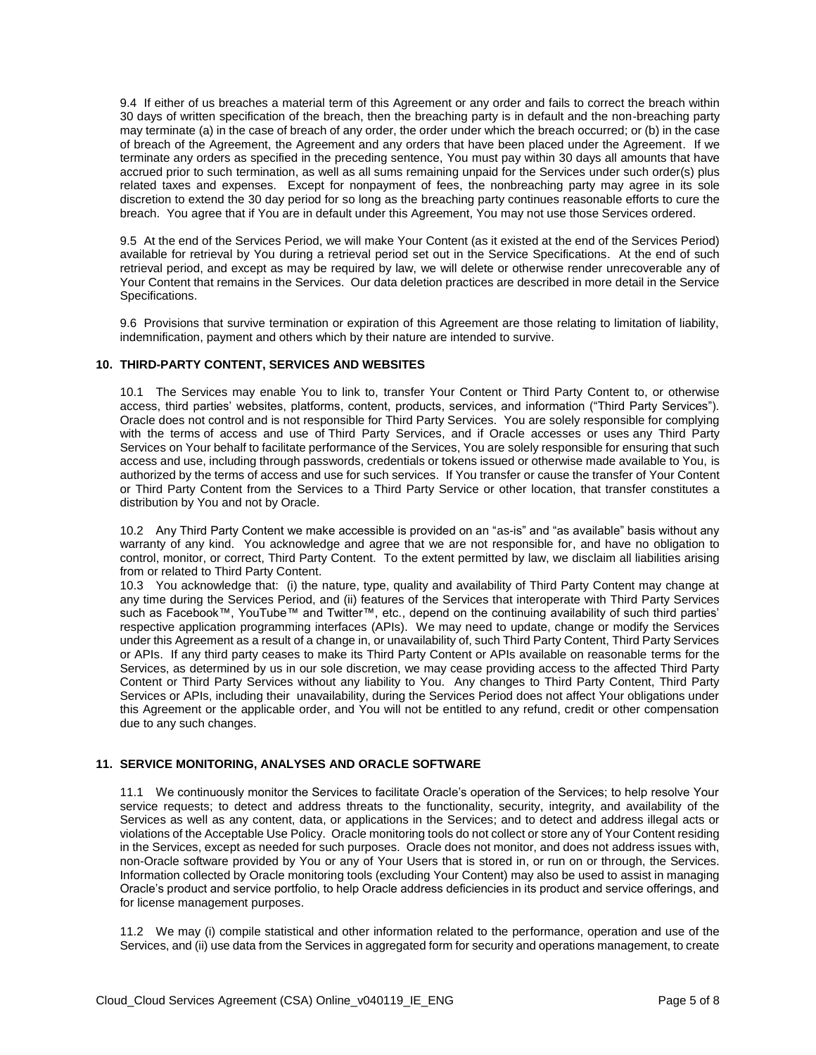9.4 If either of us breaches a material term of this Agreement or any order and fails to correct the breach within 30 days of written specification of the breach, then the breaching party is in default and the non-breaching party may terminate (a) in the case of breach of any order, the order under which the breach occurred; or (b) in the case of breach of the Agreement, the Agreement and any orders that have been placed under the Agreement. If we terminate any orders as specified in the preceding sentence, You must pay within 30 days all amounts that have accrued prior to such termination, as well as all sums remaining unpaid for the Services under such order(s) plus related taxes and expenses. Except for nonpayment of fees, the nonbreaching party may agree in its sole discretion to extend the 30 day period for so long as the breaching party continues reasonable efforts to cure the breach. You agree that if You are in default under this Agreement, You may not use those Services ordered.

9.5 At the end of the Services Period, we will make Your Content (as it existed at the end of the Services Period) available for retrieval by You during a retrieval period set out in the Service Specifications. At the end of such retrieval period, and except as may be required by law, we will delete or otherwise render unrecoverable any of Your Content that remains in the Services. Our data deletion practices are described in more detail in the Service Specifications.

9.6 Provisions that survive termination or expiration of this Agreement are those relating to limitation of liability, indemnification, payment and others which by their nature are intended to survive.

## 10. THIRD-PARTY CONTENT, SERVICES AND WEBSITES

10.1 The Services may enable You to link to, transfer Your Content or Third Party Content to, or otherwise access, third parties' websites, platforms, content, products, services, and information ("Third Party Services"). Oracle does not control and is not responsible for Third Party Services. You are solely responsible for complying with the terms of access and use of Third Party Services, and if Oracle accesses or uses any Third Party Services on Your behalf to facilitate performance of the Services, You are solely responsible for ensuring that such access and use, including through passwords, credentials or tokens issued or otherwise made available to You, is authorized by the terms of access and use for such services. If You transfer or cause the transfer of Your Content or Third Party Content from the Services to a Third Party Service or other location, that transfer constitutes a distribution by You and not by Oracle.

10.2 Any Third Party Content we make accessible is provided on an "as-is" and "as available" basis without any warranty of any kind. You acknowledge and agree that we are not responsible for, and have no obligation to control, monitor, or correct, Third Party Content. To the extent permitted by law, we disclaim all liabilities arising from or related to Third Party Content.

10.3 You acknowledge that: (i) the nature, type, quality and availability of Third Party Content may change at any time during the Services Period, and (ii) features of the Services that interoperate with Third Party Services such as Facebook™, YouTube™ and Twitter™, etc., depend on the continuing availability of such third parties' respective application programming interfaces (APIs). We may need to update, change or modify the Services under this Agreement as a result of a change in, or unavailability of, such Third Party Content, Third Party Services or APIs. If any third party ceases to make its Third Party Content or APIs available on reasonable terms for the Services, as determined by us in our sole discretion, we may cease providing access to the affected Third Party Content or Third Party Services without any liability to You. Any changes to Third Party Content, Third Party Services or APIs, including their unavailability, during the Services Period does not affect Your obligations under this Agreement or the applicable order, and You will not be entitled to any refund, credit or other compensation due to any such changes.

## 11. SERVICE MONITORING, ANALYSES AND ORACLE SOFTWARE

11.1 We continuously monitor the Services to facilitate Oracle's operation of the Services; to help resolve Your service requests; to detect and address threats to the functionality, security, integrity, and availability of the Services as well as any content, data, or applications in the Services; and to detect and address illegal acts or violations of the Acceptable Use Policy. Oracle monitoring tools do not collect or store any of Your Content residing in the Services, except as needed for such purposes. Oracle does not monitor, and does not address issues with, non-Oracle software provided by You or any of Your Users that is stored in, or run on or through, the Services. Information collected by Oracle monitoring tools (excluding Your Content) may also be used to assist in managing Oracle's product and service portfolio, to help Oracle address deficiencies in its product and service offerings, and for license management purposes.

11.2 We may (i) compile statistical and other information related to the performance, operation and use of the Services, and (ii) use data from the Services in aggregated form for security and operations management, to create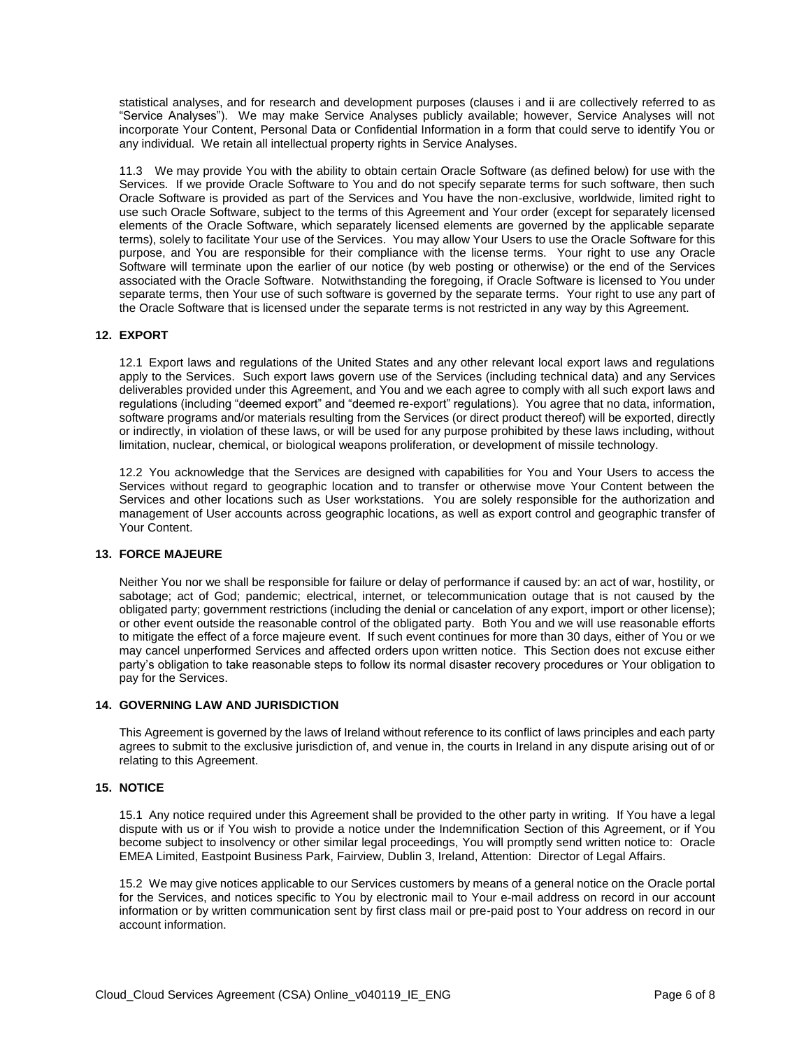statistical analyses, and for research and development purposes (clauses i and ii are collectively referred to as "Service Analyses"). We may make Service Analyses publicly available; however, Service Analyses will not incorporate Your Content, Personal Data or Confidential Information in a form that could serve to identify You or any individual. We retain all intellectual property rights in Service Analyses.

11.3 We may provide You with the ability to obtain certain Oracle Software (as defined below) for use with the Services. If we provide Oracle Software to You and do not specify separate terms for such software, then such Oracle Software is provided as part of the Services and You have the non-exclusive, worldwide, limited right to use such Oracle Software, subject to the terms of this Agreement and Your order (except for separately licensed elements of the Oracle Software, which separately licensed elements are governed by the applicable separate terms), solely to facilitate Your use of the Services. You may allow Your Users to use the Oracle Software for this purpose, and You are responsible for their compliance with the license terms. Your right to use any Oracle Software will terminate upon the earlier of our notice (by web posting or otherwise) or the end of the Services associated with the Oracle Software. Notwithstanding the foregoing, if Oracle Software is licensed to You under separate terms, then Your use of such software is governed by the separate terms. Your right to use any part of the Oracle Software that is licensed under the separate terms is not restricted in any way by this Agreement.

## 12. EXPORT

12.1 Export laws and regulations of the United States and any other relevant local export laws and regulations apply to the Services. Such export laws govern use of the Services (including technical data) and any Services deliverables provided under this Agreement, and You and we each agree to comply with all such export laws and regulations (including "deemed export" and "deemed re-export" regulations). You agree that no data, information, software programs and/or materials resulting from the Services (or direct product thereof) will be exported, directly or indirectly, in violation of these laws, or will be used for any purpose prohibited by these laws including, without limitation, nuclear, chemical, or biological weapons proliferation, or development of missile technology.

12.2 You acknowledge that the Services are designed with capabilities for You and Your Users to access the Services without regard to geographic location and to transfer or otherwise move Your Content between the Services and other locations such as User workstations. You are solely responsible for the authorization and management of User accounts across geographic locations, as well as export control and geographic transfer of Your Content.

## 13. FORCE MAJEURE

Neither You nor we shall be responsible for failure or delay of performance if caused by: an act of war, hostility, or sabotage; act of God; pandemic; electrical, internet, or telecommunication outage that is not caused by the obligated party; government restrictions (including the denial or cancelation of any export, import or other license); or other event outside the reasonable control of the obligated party. Both You and we will use reasonable efforts to mitigate the effect of a force majeure event. If such event continues for more than 30 days, either of You or we may cancel unperformed Services and affected orders upon written notice. This Section does not excuse either party's obligation to take reasonable steps to follow its normal disaster recovery procedures or Your obligation to pay for the Services.

## 14. GOVERNING LAW AND JURISDICTION

This Agreement is governed by the laws of Ireland without reference to its conflict of laws principles and each party agrees to submit to the exclusive jurisdiction of, and venue in, the courts in Ireland in any dispute arising out of or relating to this Agreement.

## 15. NOTICE

15.1 Any notice required under this Agreement shall be provided to the other party in writing. If You have a legal dispute with us or if You wish to provide a notice under the Indemnification Section of this Agreement, or if You become subject to insolvency or other similar legal proceedings, You will promptly send written notice to: Oracle EMEA Limited, Eastpoint Business Park, Fairview, Dublin 3, Ireland, Attention: Director of Legal Affairs.

15.2 We may give notices applicable to our Services customers by means of a general notice on the Oracle portal for the Services, and notices specific to You by electronic mail to Your e-mail address on record in our account information or by written communication sent by first class mail or pre-paid post to Your address on record in our account information.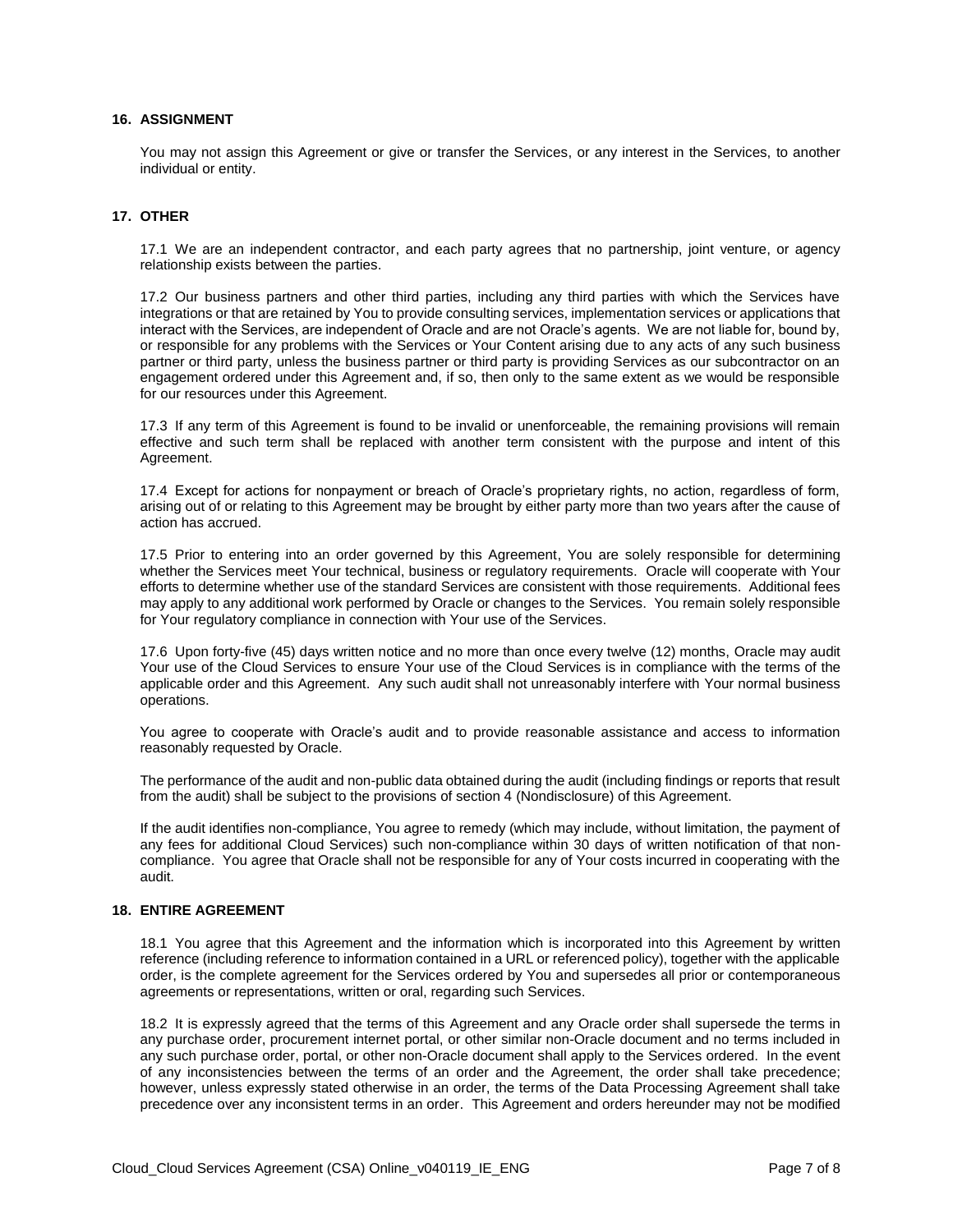## 16. ASSIGNMENT

You may not assign this Agreement or give or transfer the Services, or any interest in the Services, to another individual or entity.

## 17. OTHER

17.1 We are an independent contractor, and each party agrees that no partnership, joint venture, or agency relationship exists between the parties.

17.2 Our business partners and other third parties, including any third parties with which the Services have integrations or that are retained by You to provide consulting services, implementation services or applications that interact with the Services, are independent of Oracle and are not Oracle's agents. We are not liable for, bound by, or responsible for any problems with the Services or Your Content arising due to any acts of any such business partner or third party, unless the business partner or third party is providing Services as our subcontractor on an engagement ordered under this Agreement and, if so, then only to the same extent as we would be responsible for our resources under this Agreement.

17.3 If any term of this Agreement is found to be invalid or unenforceable, the remaining provisions will remain effective and such term shall be replaced with another term consistent with the purpose and intent of this Agreement.

17.4 Except for actions for nonpayment or breach of Oracle's proprietary rights, no action, regardless of form, arising out of or relating to this Agreement may be brought by either party more than two years after the cause of action has accrued.

17.5 Prior to entering into an order governed by this Agreement, You are solely responsible for determining whether the Services meet Your technical, business or regulatory requirements. Oracle will cooperate with Your efforts to determine whether use of the standard Services are consistent with those requirements. Additional fees may apply to any additional work performed by Oracle or changes to the Services. You remain solely responsible for Your regulatory compliance in connection with Your use of the Services.

17.6 Upon forty-five (45) days written notice and no more than once every twelve (12) months, Oracle may audit Your use of the Cloud Services to ensure Your use of the Cloud Services is in compliance with the terms of the applicable order and this Agreement. Any such audit shall not unreasonably interfere with Your normal business operations.

You agree to cooperate with Oracle's audit and to provide reasonable assistance and access to information reasonably requested by Oracle.

The performance of the audit and non-public data obtained during the audit (including findings or reports that result from the audit) shall be subject to the provisions of section 4 (Nondisclosure) of this Agreement.

If the audit identifies non-compliance, You agree to remedy (which may include, without limitation, the payment of any fees for additional Cloud Services) such non-compliance within 30 days of written notification of that non-compliance. You agree that Oracle shall not be responsible for any of Your costs incurred in cooperating with the audit.

## 18. ENTIRE AGREEMENT

18.1 You agree that this Agreement and the information which is incorporated into this Agreement by written reference (including reference to information contained in a URL or referenced policy), together with the applicable order, is the complete agreement for the Services ordered by You and supersedes all prior or contemporaneous agreements or representations, written or oral, regarding such Services.

18.2 It is expressly agreed that the terms of this Agreement and any Oracle order shall supersede the terms in any purchase order, procurement internet portal, or other similar non-Oracle document and no terms included in any such purchase order, portal, or other non-Oracle document shall apply to the Services ordered. In the event of any inconsistencies between the terms of an order and the Agreement, the order shall take precedence; however, unless expressly stated otherwise in an order, the terms of the Data Processing Agreement shall take precedence over any inconsistent terms in an order. This Agreement and orders hereunder may not be modified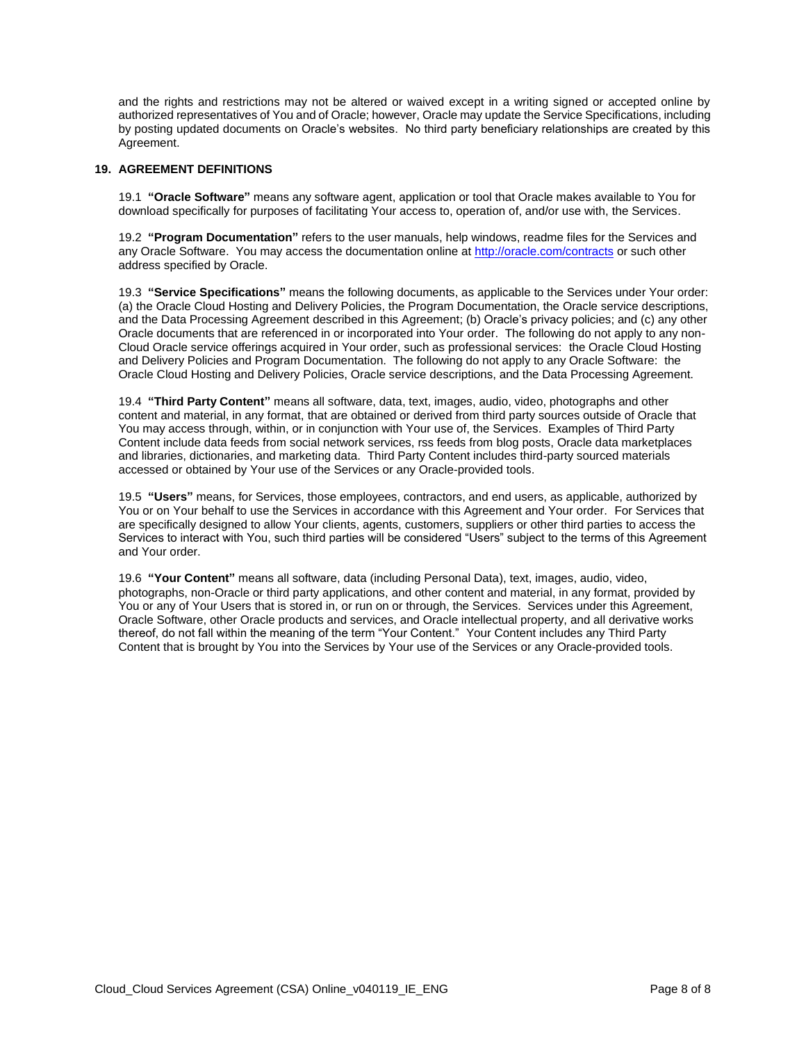and the rights and restrictions may not be altered or waived except in a writing signed or accepted online by authorized representatives of You and of Oracle; however, Oracle may update the Service Specifications, including by posting updated documents on Oracle's websites. No third party beneficiary relationships are created by this Agreement.

## 19. AGREEMENT DEFINITIONS

19.1 **"Oracle Software"** means any software agent, application or tool that Oracle makes available to You for download specifically for purposes of facilitating Your access to, operation of, and/or use with, the Services.

19.2 **"Program Documentation"** refers to the user manuals, help windows, readme files for the Services and any Oracle Software. You may access the documentation online at [http://oracle.com/contracts](http://oracle.com/contracts) or such other address specified by Oracle.

19.3 **"Service Specifications"** means the following documents, as applicable to the Services under Your order: (a) the Oracle Cloud Hosting and Delivery Policies, the Program Documentation, the Oracle service descriptions, and the Data Processing Agreement described in this Agreement; (b) Oracle's privacy policies; and (c) any other Oracle documents that are referenced in or incorporated into Your order. The following do not apply to any non-Cloud Oracle service offerings acquired in Your order, such as professional services: the Oracle Cloud Hosting and Delivery Policies and Program Documentation. The following do not apply to any Oracle Software: the Oracle Cloud Hosting and Delivery Policies, Oracle service descriptions, and the Data Processing Agreement.

19.4 **"Third Party Content"** means all software, data, text, images, audio, video, photographs and other content and material, in any format, that are obtained or derived from third party sources outside of Oracle that You may access through, within, or in conjunction with Your use of, the Services. Examples of Third Party Content include data feeds from social network services, rss feeds from blog posts, Oracle data marketplaces and libraries, dictionaries, and marketing data. Third Party Content includes third-party sourced materials accessed or obtained by Your use of the Services or any Oracle-provided tools.

19.5 **"Users"** means, for Services, those employees, contractors, and end users, as applicable, authorized by You or on Your behalf to use the Services in accordance with this Agreement and Your order. For Services that are specifically designed to allow Your clients, agents, customers, suppliers or other third parties to access the Services to interact with You, such third parties will be considered "Users" subject to the terms of this Agreement and Your order.

19.6 **"Your Content"** means all software, data (including Personal Data), text, images, audio, video, photographs, non-Oracle or third party applications, and other content and material, in any format, provided by You or any of Your Users that is stored in, or run on or through, the Services. Services under this Agreement, Oracle Software, other Oracle products and services, and Oracle intellectual property, and all derivative works thereof, do not fall within the meaning of the term "Your Content." Your Content includes any Third Party Content that is brought by You into the Services by Your use of the Services or any Oracle-provided tools.